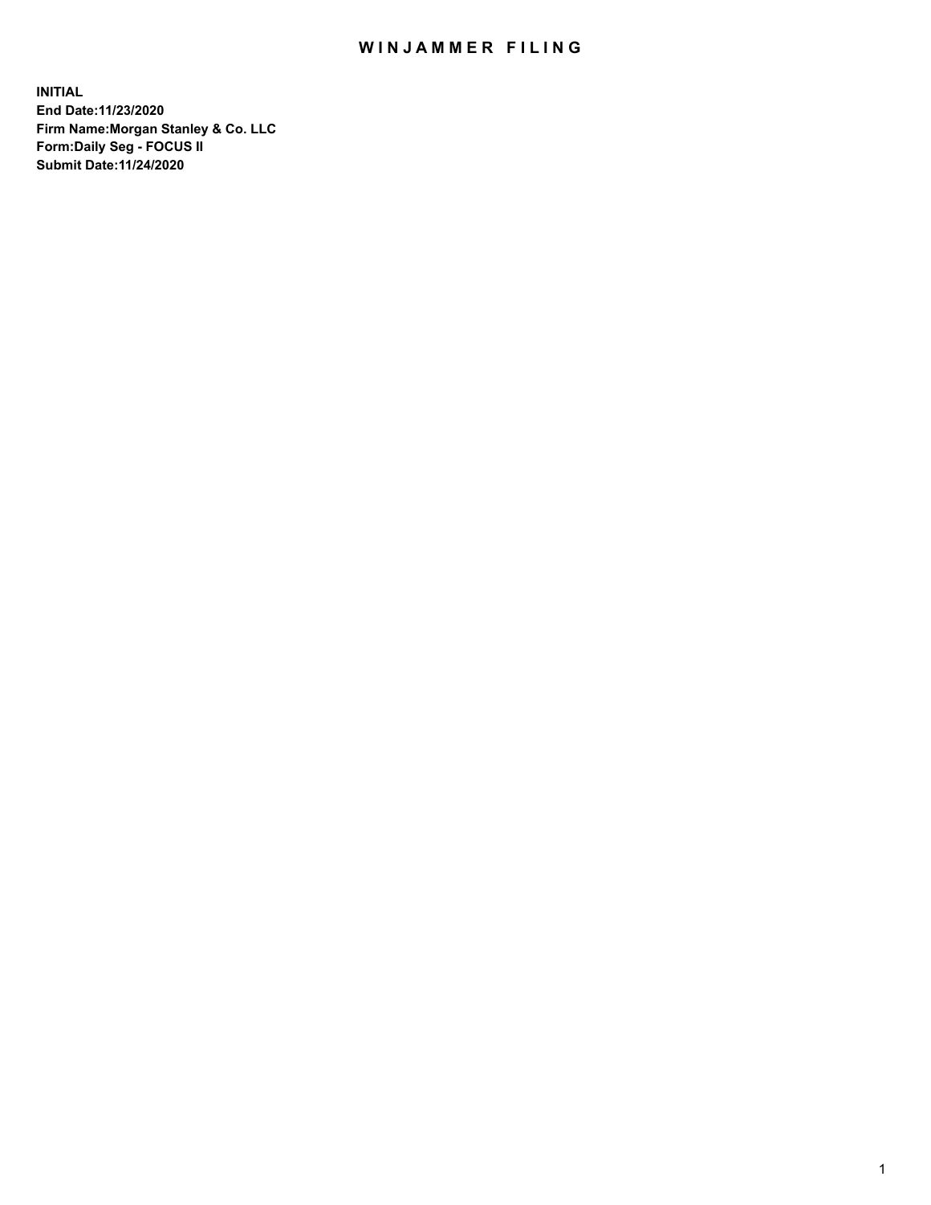# WINJAMMER FILING

**INITIAL**
**End Date:11/23/2020**
**Firm Name:Morgan Stanley & Co. LLC**
**Form:Daily Seg - FOCUS II**
**Submit Date:11/24/2020**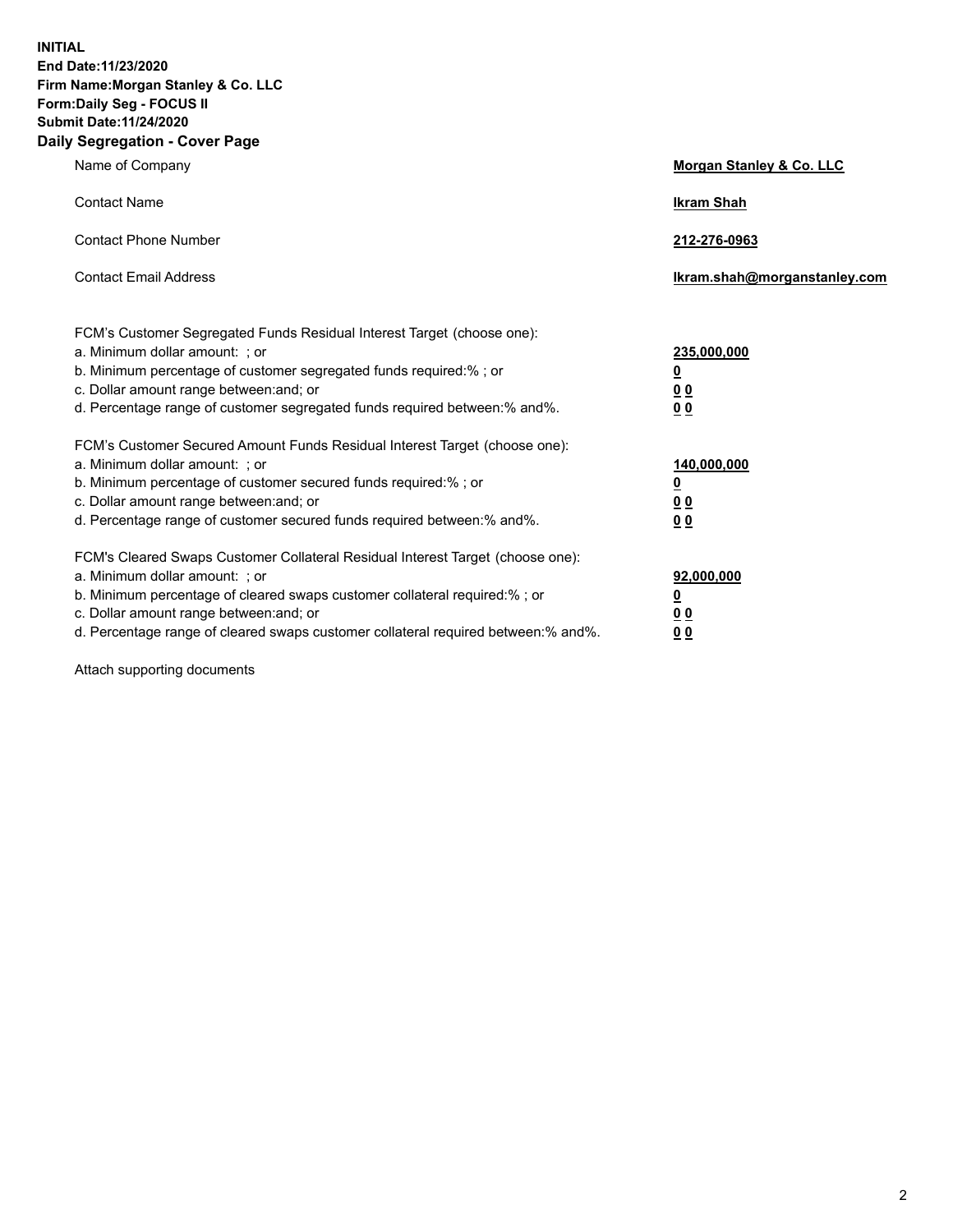**INITIAL**
**End Date:11/23/2020**
**Firm Name:Morgan Stanley & Co. LLC**
**Form:Daily Seg - FOCUS II**
**Submit Date:11/24/2020**

## Daily Segregation - Cover Page

| | |
|---|---|
| Name of Company | **Morgan Stanley & Co. LLC** |
| Contact Name | **Ikram Shah** |
| Contact Phone Number | **212-276-0963** |
| Contact Email Address | **Ikram.shah@morganstanley.com** |

| | |
|---|---|
| FCM's Customer Segregated Funds Residual Interest Target (choose one): | |
| a. Minimum dollar amount: ; or | **235,000,000** |
| b. Minimum percentage of customer segregated funds required:% ; or | **0** |
| c. Dollar amount range between:and; or | **0 0** |
| d. Percentage range of customer segregated funds required between:% and%. | **0 0** |
| FCM's Customer Secured Amount Funds Residual Interest Target (choose one): | |
| a. Minimum dollar amount: ; or | **140,000,000** |
| b. Minimum percentage of customer secured funds required:% ; or | **0** |
| c. Dollar amount range between:and; or | **0 0** |
| d. Percentage range of customer secured funds required between:% and%. | **0 0** |
| FCM's Cleared Swaps Customer Collateral Residual Interest Target (choose one): | |
| a. Minimum dollar amount: ; or | **92,000,000** |
| b. Minimum percentage of cleared swaps customer collateral required:% ; or | **0** |
| c. Dollar amount range between:and; or | **0 0** |
| d. Percentage range of cleared swaps customer collateral required between:% and%. | **0 0** |

Attach supporting documents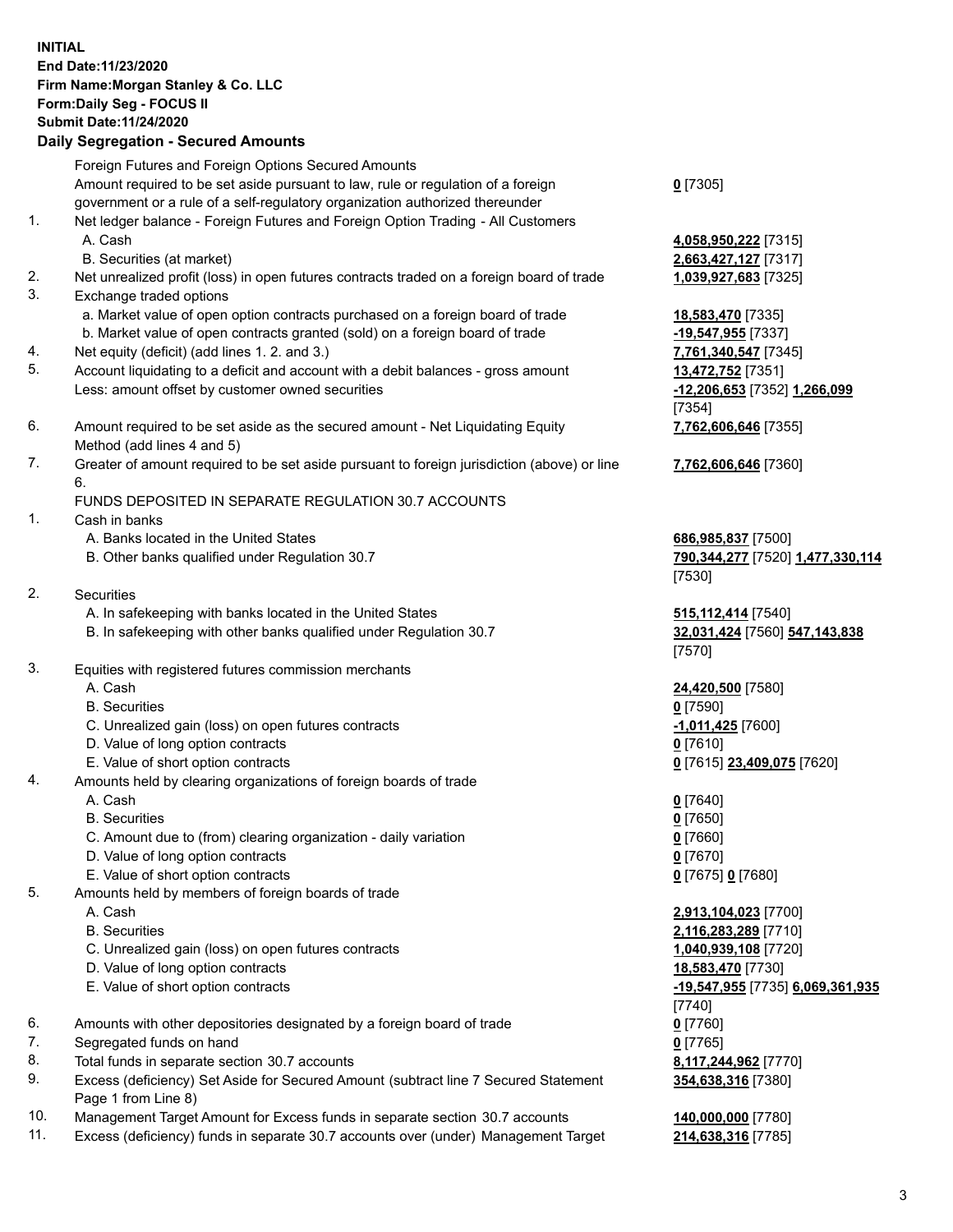**INITIAL**
**End Date:11/23/2020**
**Firm Name:Morgan Stanley & Co. LLC**
**Form:Daily Seg - FOCUS II**
**Submit Date:11/24/2020**

## Daily Segregation - Secured Amounts

| | | |
|---|---|---|
| | Foreign Futures and Foreign Options Secured Amounts | |
| | Amount required to be set aside pursuant to law, rule or regulation of a foreign government or a rule of a self-regulatory organization authorized thereunder | **0** [7305] |
| 1. | Net ledger balance - Foreign Futures and Foreign Option Trading - All Customers | |
| | A. Cash | **4,058,950,222** [7315] |
| | B. Securities (at market) | **2,663,427,127** [7317] |
| 2. | Net unrealized profit (loss) in open futures contracts traded on a foreign board of trade | **1,039,927,683** [7325] |
| 3. | Exchange traded options | |
| | a. Market value of open option contracts purchased on a foreign board of trade | **18,583,470** [7335] |
| | b. Market value of open contracts granted (sold) on a foreign board of trade | **-19,547,955** [7337] |
| 4. | Net equity (deficit) (add lines 1. 2. and 3.) | **7,761,340,547** [7345] |
| 5. | Account liquidating to a deficit and account with a debit balances - gross amount | **13,472,752** [7351] |
| | Less: amount offset by customer owned securities | **-12,206,653** [7352] **1,266,099** [7354] |
| 6. | Amount required to be set aside as the secured amount - Net Liquidating Equity Method (add lines 4 and 5) | **7,762,606,646** [7355] |
| 7. | Greater of amount required to be set aside pursuant to foreign jurisdiction (above) or line 6. | **7,762,606,646** [7360] |
| | FUNDS DEPOSITED IN SEPARATE REGULATION 30.7 ACCOUNTS | |
| 1. | Cash in banks | |
| | A. Banks located in the United States | **686,985,837** [7500] |
| | B. Other banks qualified under Regulation 30.7 | **790,344,277** [7520] **1,477,330,114** [7530] |
| 2. | Securities | |
| | A. In safekeeping with banks located in the United States | **515,112,414** [7540] |
| | B. In safekeeping with other banks qualified under Regulation 30.7 | **32,031,424** [7560] **547,143,838** [7570] |
| 3. | Equities with registered futures commission merchants | |
| | A. Cash | **24,420,500** [7580] |
| | B. Securities | **0** [7590] |
| | C. Unrealized gain (loss) on open futures contracts | **-1,011,425** [7600] |
| | D. Value of long option contracts | **0** [7610] |
| | E. Value of short option contracts | **0** [7615] **23,409,075** [7620] |
| 4. | Amounts held by clearing organizations of foreign boards of trade | |
| | A. Cash | **0** [7640] |
| | B. Securities | **0** [7650] |
| | C. Amount due to (from) clearing organization - daily variation | **0** [7660] |
| | D. Value of long option contracts | **0** [7670] |
| | E. Value of short option contracts | **0** [7675] **0** [7680] |
| 5. | Amounts held by members of foreign boards of trade | |
| | A. Cash | **2,913,104,023** [7700] |
| | B. Securities | **2,116,283,289** [7710] |
| | C. Unrealized gain (loss) on open futures contracts | **1,040,939,108** [7720] |
| | D. Value of long option contracts | **18,583,470** [7730] |
| | E. Value of short option contracts | **-19,547,955** [7735] **6,069,361,935** [7740] |
| 6. | Amounts with other depositories designated by a foreign board of trade | **0** [7760] |
| 7. | Segregated funds on hand | **0** [7765] |
| 8. | Total funds in separate section 30.7 accounts | **8,117,244,962** [7770] |
| 9. | Excess (deficiency) Set Aside for Secured Amount (subtract line 7 Secured Statement Page 1 from Line 8) | **354,638,316** [7380] |
| 10. | Management Target Amount for Excess funds in separate section 30.7 accounts | **140,000,000** [7780] |
| 11. | Excess (deficiency) funds in separate 30.7 accounts over (under) Management Target | **214,638,316** [7785] |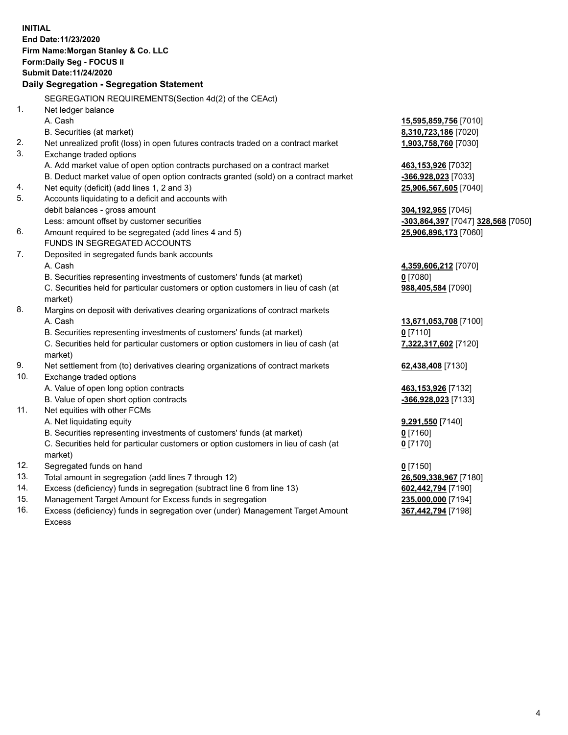**INITIAL**
**End Date:11/23/2020**
**Firm Name:Morgan Stanley & Co. LLC**
**Form:Daily Seg - FOCUS II**
**Submit Date:11/24/2020**

## Daily Segregation - Segregation Statement

SEGREGATION REQUIREMENTS(Section 4d(2) of the CEAct)

| | | |
|---|---|---|
| 1. | Net ledger balance | |
| | A. Cash | **15,595,859,756** [7010] |
| | B. Securities (at market) | **8,310,723,186** [7020] |
| 2. | Net unrealized profit (loss) in open futures contracts traded on a contract market | **1,903,758,760** [7030] |
| 3. | Exchange traded options | |
| | A. Add market value of open option contracts purchased on a contract market | **463,153,926** [7032] |
| | B. Deduct market value of open option contracts granted (sold) on a contract market | **-366,928,023** [7033] |
| 4. | Net equity (deficit) (add lines 1, 2 and 3) | **25,906,567,605** [7040] |
| 5. | Accounts liquidating to a deficit and accounts with debit balances - gross amount | **304,192,965** [7045] |
| | Less: amount offset by customer securities | **-303,864,397** [7047] **328,568** [7050] |
| 6. | Amount required to be segregated (add lines 4 and 5) | **25,906,896,173** [7060] |
| | FUNDS IN SEGREGATED ACCOUNTS | |
| 7. | Deposited in segregated funds bank accounts | |
| | A. Cash | **4,359,606,212** [7070] |
| | B. Securities representing investments of customers' funds (at market) | **0** [7080] |
| | C. Securities held for particular customers or option customers in lieu of cash (at market) | **988,405,584** [7090] |
| 8. | Margins on deposit with derivatives clearing organizations of contract markets | |
| | A. Cash | **13,671,053,708** [7100] |
| | B. Securities representing investments of customers' funds (at market) | **0** [7110] |
| | C. Securities held for particular customers or option customers in lieu of cash (at market) | **7,322,317,602** [7120] |
| 9. | Net settlement from (to) derivatives clearing organizations of contract markets | **62,438,408** [7130] |
| 10. | Exchange traded options | |
| | A. Value of open long option contracts | **463,153,926** [7132] |
| | B. Value of open short option contracts | **-366,928,023** [7133] |
| 11. | Net equities with other FCMs | |
| | A. Net liquidating equity | **9,291,550** [7140] |
| | B. Securities representing investments of customers' funds (at market) | **0** [7160] |
| | C. Securities held for particular customers or option customers in lieu of cash (at market) | **0** [7170] |
| 12. | Segregated funds on hand | **0** [7150] |
| 13. | Total amount in segregation (add lines 7 through 12) | **26,509,338,967** [7180] |
| 14. | Excess (deficiency) funds in segregation (subtract line 6 from line 13) | **602,442,794** [7190] |
| 15. | Management Target Amount for Excess funds in segregation | **235,000,000** [7194] |
| 16. | Excess (deficiency) funds in segregation over (under) Management Target Amount Excess | **367,442,794** [7198] |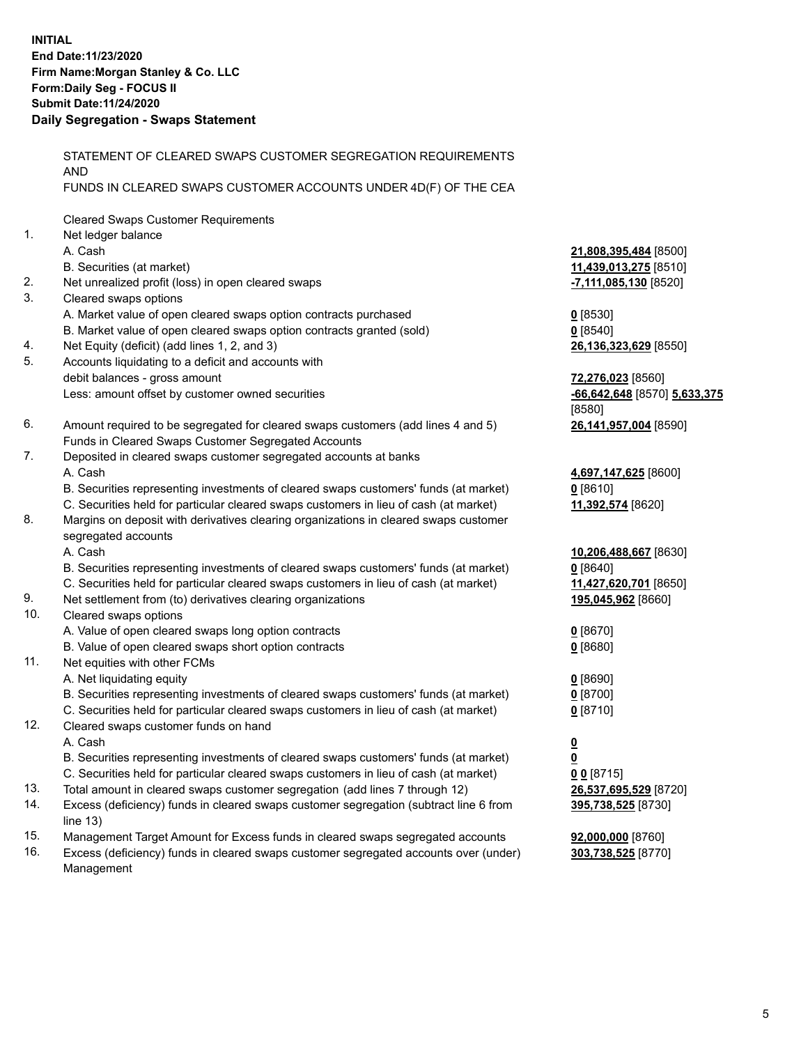**INITIAL**
**End Date:11/23/2020**
**Firm Name:Morgan Stanley & Co. LLC**
**Form:Daily Seg - FOCUS II**
**Submit Date:11/24/2020**
**Daily Segregation - Swaps Statement**

STATEMENT OF CLEARED SWAPS CUSTOMER SEGREGATION REQUIREMENTS AND FUNDS IN CLEARED SWAPS CUSTOMER ACCOUNTS UNDER 4D(F) OF THE CEA

| | | |
|---|---|---|
| | Cleared Swaps Customer Requirements | |
| 1. | Net ledger balance | |
| | A. Cash | **21,808,395,484** [8500] |
| | B. Securities (at market) | **11,439,013,275** [8510] |
| 2. | Net unrealized profit (loss) in open cleared swaps | **-7,111,085,130** [8520] |
| 3. | Cleared swaps options | |
| | A. Market value of open cleared swaps option contracts purchased | **0** [8530] |
| | B. Market value of open cleared swaps option contracts granted (sold) | **0** [8540] |
| 4. | Net Equity (deficit) (add lines 1, 2, and 3) | **26,136,323,629** [8550] |
| 5. | Accounts liquidating to a deficit and accounts with debit balances - gross amount | **72,276,023** [8560] |
| | Less: amount offset by customer owned securities | **-66,642,648** [8570] **5,633,375** [8580] |
| 6. | Amount required to be segregated for cleared swaps customers (add lines 4 and 5) | **26,141,957,004** [8590] |
| | Funds in Cleared Swaps Customer Segregated Accounts | |
| 7. | Deposited in cleared swaps customer segregated accounts at banks | |
| | A. Cash | **4,697,147,625** [8600] |
| | B. Securities representing investments of cleared swaps customers' funds (at market) | **0** [8610] |
| | C. Securities held for particular cleared swaps customers in lieu of cash (at market) | **11,392,574** [8620] |
| 8. | Margins on deposit with derivatives clearing organizations in cleared swaps customer segregated accounts | |
| | A. Cash | **10,206,488,667** [8630] |
| | B. Securities representing investments of cleared swaps customers' funds (at market) | **0** [8640] |
| | C. Securities held for particular cleared swaps customers in lieu of cash (at market) | **11,427,620,701** [8650] |
| 9. | Net settlement from (to) derivatives clearing organizations | **195,045,962** [8660] |
| 10. | Cleared swaps options | |
| | A. Value of open cleared swaps long option contracts | **0** [8670] |
| | B. Value of open cleared swaps short option contracts | **0** [8680] |
| 11. | Net equities with other FCMs | |
| | A. Net liquidating equity | **0** [8690] |
| | B. Securities representing investments of cleared swaps customers' funds (at market) | **0** [8700] |
| | C. Securities held for particular cleared swaps customers in lieu of cash (at market) | **0** [8710] |
| 12. | Cleared swaps customer funds on hand | |
| | A. Cash | **0** |
| | B. Securities representing investments of cleared swaps customers' funds (at market) | **0** |
| | C. Securities held for particular cleared swaps customers in lieu of cash (at market) | **0** **0** [8715] |
| 13. | Total amount in cleared swaps customer segregation (add lines 7 through 12) | **26,537,695,529** [8720] |
| 14. | Excess (deficiency) funds in cleared swaps customer segregation (subtract line 6 from line 13) | **395,738,525** [8730] |
| 15. | Management Target Amount for Excess funds in cleared swaps segregated accounts | **92,000,000** [8760] |
| 16. | Excess (deficiency) funds in cleared swaps customer segregated accounts over (under) Management | **303,738,525** [8770] |